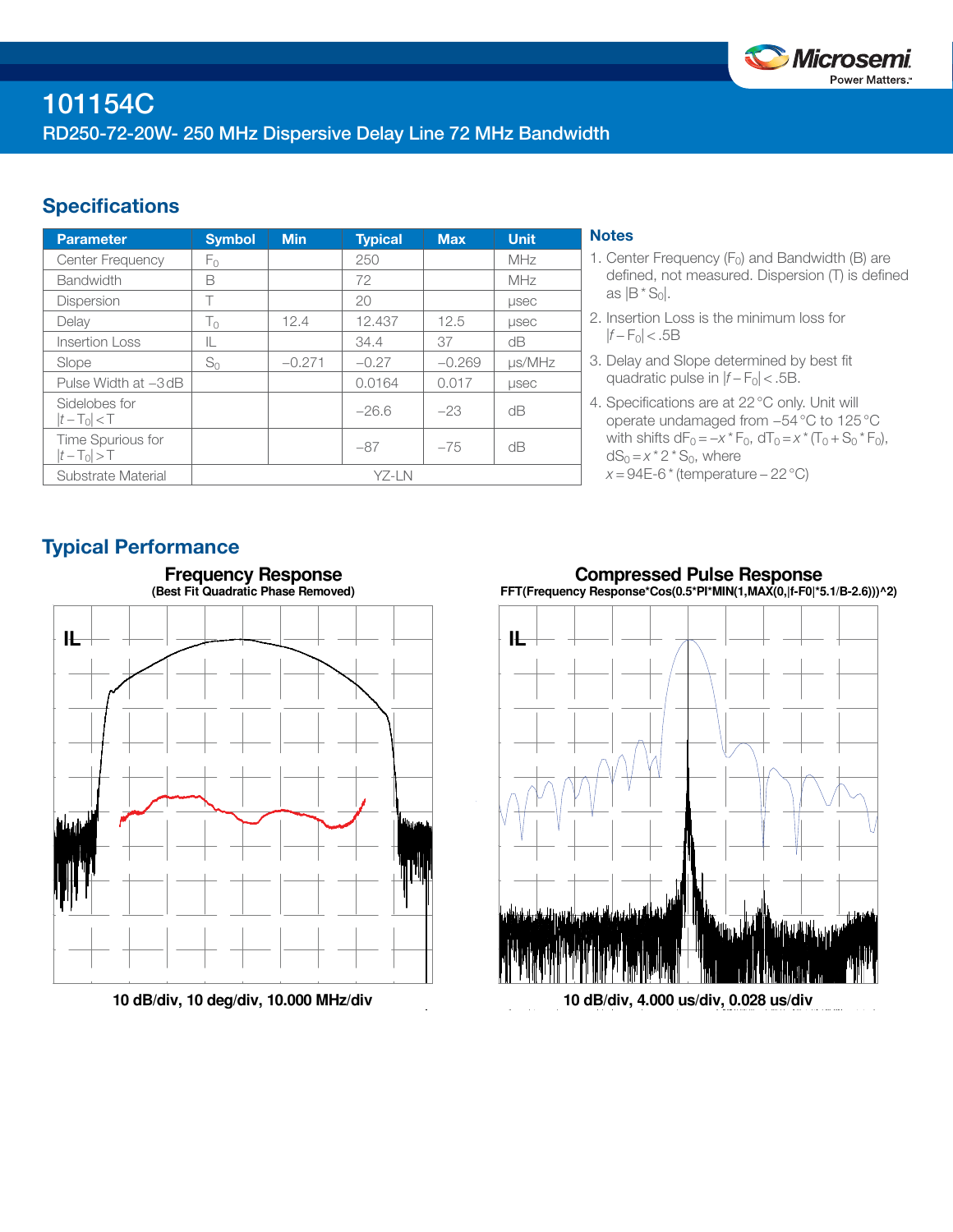# 101154C

RD250-72-20W- 250 MHz Dispersive Delay Line 72 MHz Bandwidth

## Specifications

| Parameter | Symbol | Min | Typical | Max | Unit |
|---|---|---|---|---|---|
| Center Frequency | $F_0$ | | 250 | | MHz |
| Bandwidth | B | | 72 | | MHz |
| Dispersion | T | | 20 | | µsec |
| Delay | $T_0$ | 12.4 | 12.437 | 12.5 | µsec |
| Insertion Loss | IL | | 34.4 | 37 | dB |
| Slope | $S_0$ | −0.271 | −0.27 | −0.269 | µs/MHz |
| Pulse Width at −3 dB | | | 0.0164 | 0.017 | µsec |
| Sidelobes for $\|t - T_0\| < T$ | | | −26.6 | −23 | dB |
| Time Spurious for $\|t - T_0\| > T$ | | | −87 | −75 | dB |
| Substrate Material | YZ-LN | | | | |

### Notes

1. Center Frequency ($F_0$) and Bandwidth (B) are defined, not measured. Dispersion (T) is defined as $|B * S_0|$.
2. Insertion Loss is the minimum loss for $|f - F_0| < .5B$
3. Delay and Slope determined by best fit quadratic pulse in $|f - F_0| < .5B$.
4. Specifications are at 22 °C only. Unit will operate undamaged from −54 °C to 125 °C with shifts $dF_0 = -x * F_0$, $dT_0 = x * (T_0 + S_0 * F_0)$, $dS_0 = x * 2 * S_0$, where $x = 94E\text{-}6 * (\text{temperature} - 22\,°C)$

## Typical Performance

**Frequency Response**
(Best Fit Quadratic Phase Removed)

10 dB/div, 10 deg/div, 10.000 MHz/div

**Compressed Pulse Response**
FFT(Frequency Response*Cos(0.5*PI*MIN(1,MAX(0,|f-F0|*5.1/B-2.6)))^2)

10 dB/div, 4.000 us/div, 0.028 us/div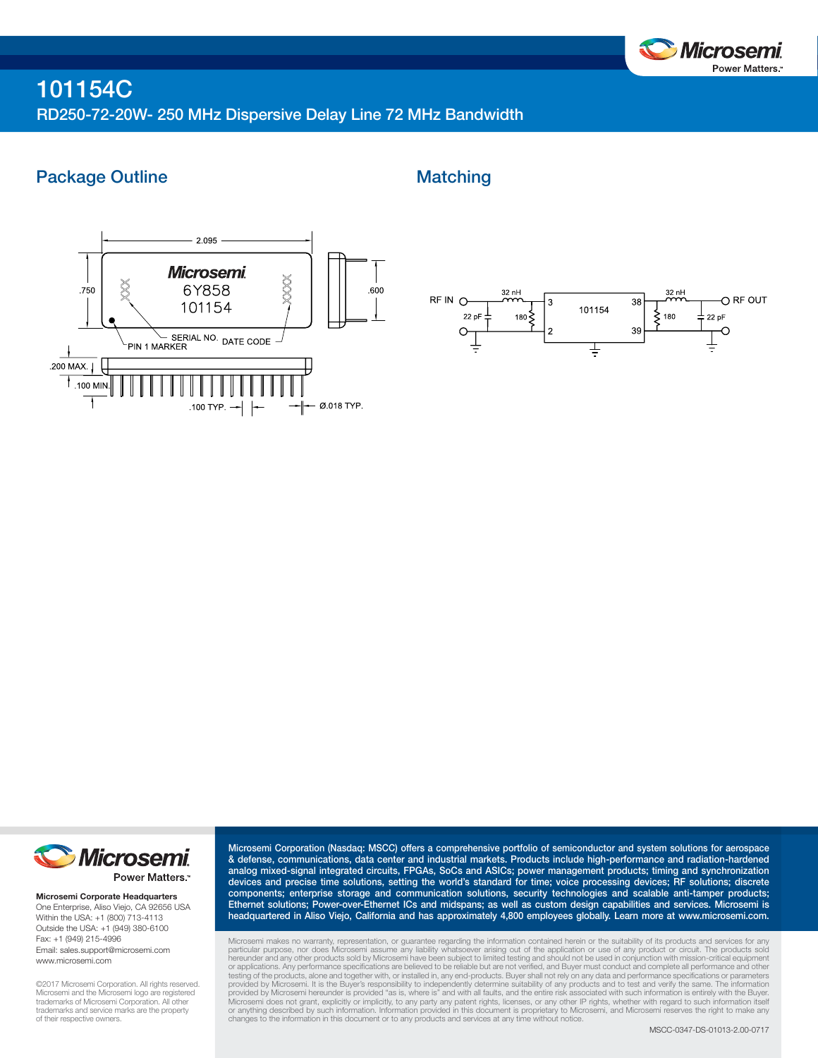# 101154C

RD250-72-20W- 250 MHz Dispersive Delay Line 72 MHz Bandwidth

## Package Outline

2.095

.750

Microsemi
6Y858
101154

.600

SERIAL NO.

DATE CODE

PIN 1 MARKER

.200 MAX.

.100 MIN.

.100 TYP.

Ø.018 TYP.

## Matching

RF IN

32 nH

22 pF

180

3

2

101154

38

39

32 nH

180

22 pF

RF OUT

---

**Microsemi Corporate Headquarters**
One Enterprise, Aliso Viejo, CA 92656 USA
Within the USA: +1 (800) 713-4113
Outside the USA: +1 (949) 380-6100
Fax: +1 (949) 215-4996
Email: sales.support@microsemi.com
www.microsemi.com

©2017 Microsemi Corporation. All rights reserved. Microsemi and the Microsemi logo are registered trademarks of Microsemi Corporation. All other trademarks and service marks are the property of their respective owners.

Microsemi Corporation (Nasdaq: MSCC) offers a comprehensive portfolio of semiconductor and system solutions for aerospace & defense, communications, data center and industrial markets. Products include high-performance and radiation-hardened analog mixed-signal integrated circuits, FPGAs, SoCs and ASICs; power management products; timing and synchronization devices and precise time solutions, setting the world's standard for time; voice processing devices; RF solutions; discrete components; enterprise storage and communication solutions, security technologies and scalable anti-tamper products; Ethernet solutions; Power-over-Ethernet ICs and midspans; as well as custom design capabilities and services. Microsemi is headquartered in Aliso Viejo, California and has approximately 4,800 employees globally. Learn more at www.microsemi.com.

Microsemi makes no warranty, representation, or guarantee regarding the information contained herein or the suitability of its products and services for any particular purpose, nor does Microsemi assume any liability whatsoever arising out of the application or use of any product or circuit. The products sold hereunder and any other products sold by Microsemi have been subject to limited testing and should not be used in conjunction with mission-critical equipment or applications. Any performance specifications are believed to be reliable but are not verified, and Buyer must conduct and complete all performance and other testing of the products, alone and together with, or installed in, any end-products. Buyer shall not rely on any data and performance specifications or parameters provided by Microsemi. It is the Buyer's responsibility to independently determine suitability of any products and to test and verify the same. The information provided by Microsemi hereunder is provided "as is, where is" and with all faults, and the entire risk associated with such information is entirely with the Buyer. Microsemi does not grant, explicitly or implicitly, to any party any patent rights, licenses, or any other IP rights, whether with regard to such information itself or anything described by such information. Information provided in this document is proprietary to Microsemi, and Microsemi reserves the right to make any changes to the information in this document or to any products and services at any time without notice.

MSCC-0347-DS-01013-2.00-0717